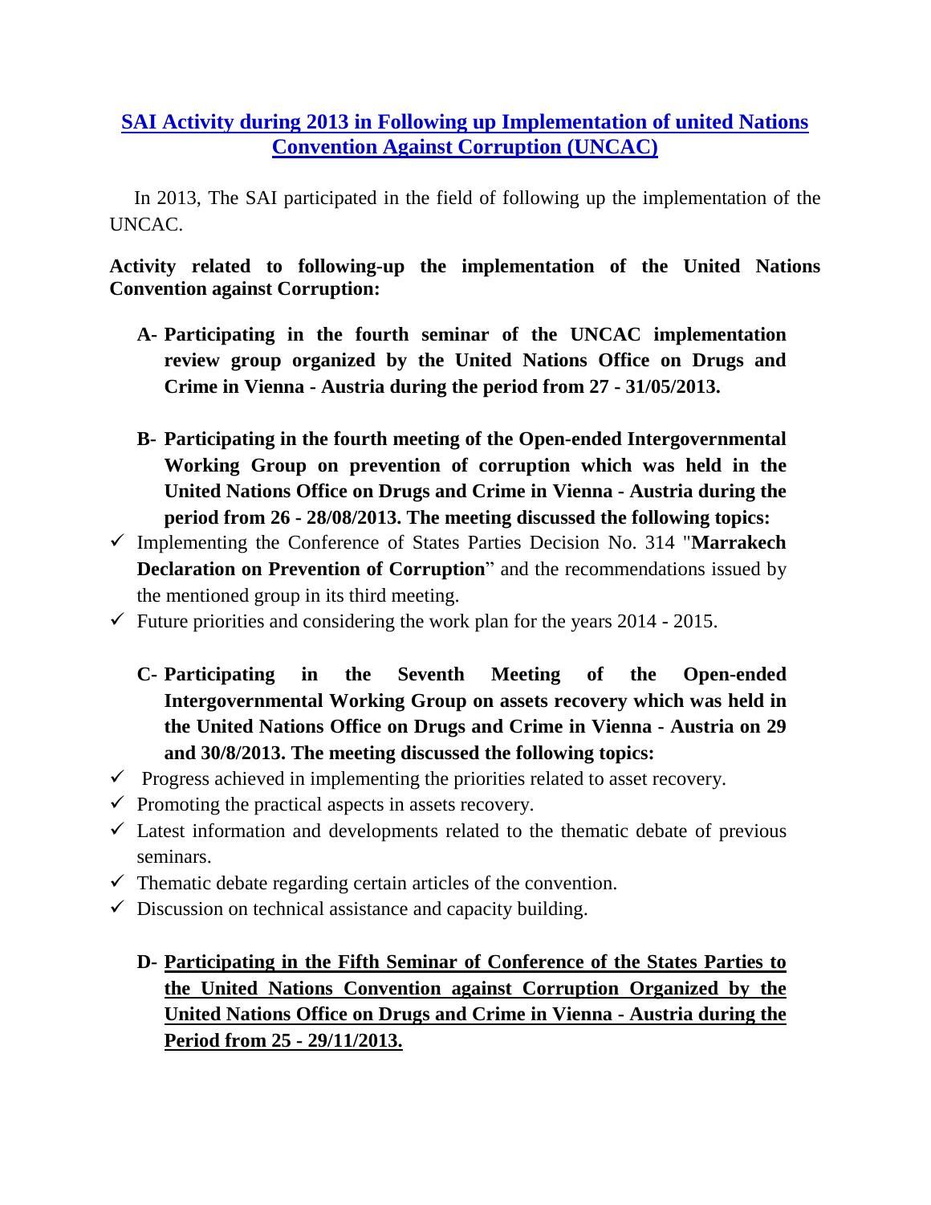# SAI Activity during 2013 in Following up Implementation of united Nations Convention Against Corruption (UNCAC)

In 2013, The SAI participated in the field of following up the implementation of the UNCAC.

**Activity related to following-up the implementation of the United Nations Convention against Corruption:**

**A- Participating in the fourth seminar of the UNCAC implementation review group organized by the United Nations Office on Drugs and Crime in Vienna - Austria during the period from 27 - 31/05/2013.**

**B- Participating in the fourth meeting of the Open-ended Intergovernmental Working Group on prevention of corruption which was held in the United Nations Office on Drugs and Crime in Vienna - Austria during the period from 26 - 28/08/2013. The meeting discussed the following topics:**

- ✓ Implementing the Conference of States Parties Decision No. 314 "**Marrakech Declaration on Prevention of Corruption**" and the recommendations issued by the mentioned group in its third meeting.
- ✓ Future priorities and considering the work plan for the years 2014 - 2015.

**C- Participating in the Seventh Meeting of the Open-ended Intergovernmental Working Group on assets recovery which was held in the United Nations Office on Drugs and Crime in Vienna - Austria on 29 and 30/8/2013. The meeting discussed the following topics:**

- ✓ Progress achieved in implementing the priorities related to asset recovery.
- ✓ Promoting the practical aspects in assets recovery.
- ✓ Latest information and developments related to the thematic debate of previous seminars.
- ✓ Thematic debate regarding certain articles of the convention.
- ✓ Discussion on technical assistance and capacity building.

**D- Participating in the Fifth Seminar of Conference of the States Parties to the United Nations Convention against Corruption Organized by the United Nations Office on Drugs and Crime in Vienna - Austria during the Period from 25 - 29/11/2013.**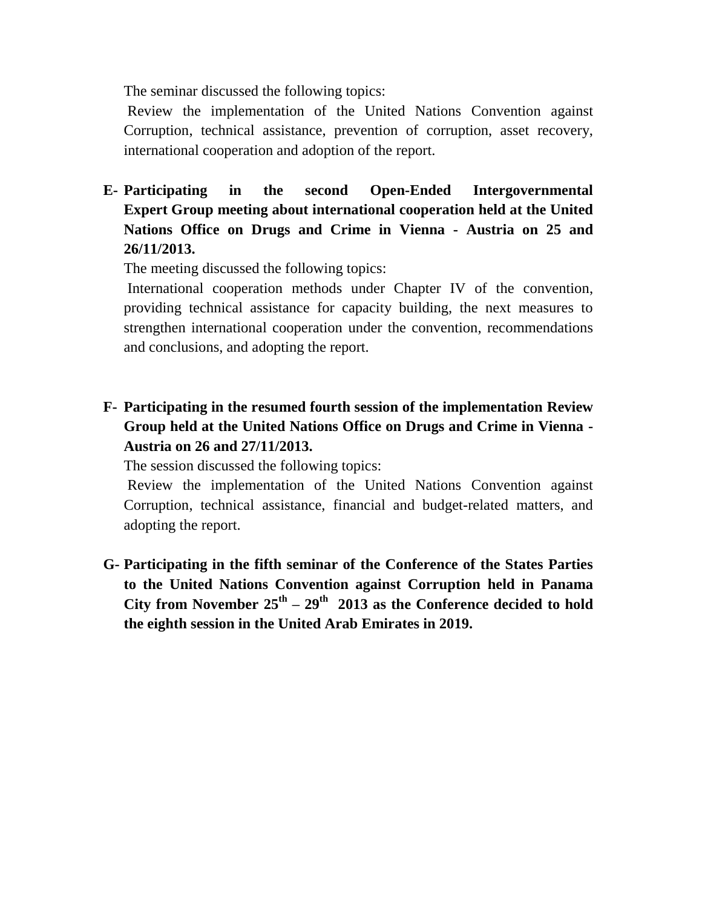The seminar discussed the following topics:

Review the implementation of the United Nations Convention against Corruption, technical assistance, prevention of corruption, asset recovery, international cooperation and adoption of the report.

**E- Participating in the second Open-Ended Intergovernmental Expert Group meeting about international cooperation held at the United Nations Office on Drugs and Crime in Vienna - Austria on 25 and 26/11/2013.**

The meeting discussed the following topics:

International cooperation methods under Chapter IV of the convention, providing technical assistance for capacity building, the next measures to strengthen international cooperation under the convention, recommendations and conclusions, and adopting the report.

**F- Participating in the resumed fourth session of the implementation Review Group held at the United Nations Office on Drugs and Crime in Vienna - Austria on 26 and 27/11/2013.**

The session discussed the following topics:

Review the implementation of the United Nations Convention against Corruption, technical assistance, financial and budget-related matters, and adopting the report.

**G- Participating in the fifth seminar of the Conference of the States Parties to the United Nations Convention against Corruption held in Panama City from November 25th – 29th 2013 as the Conference decided to hold the eighth session in the United Arab Emirates in 2019.**